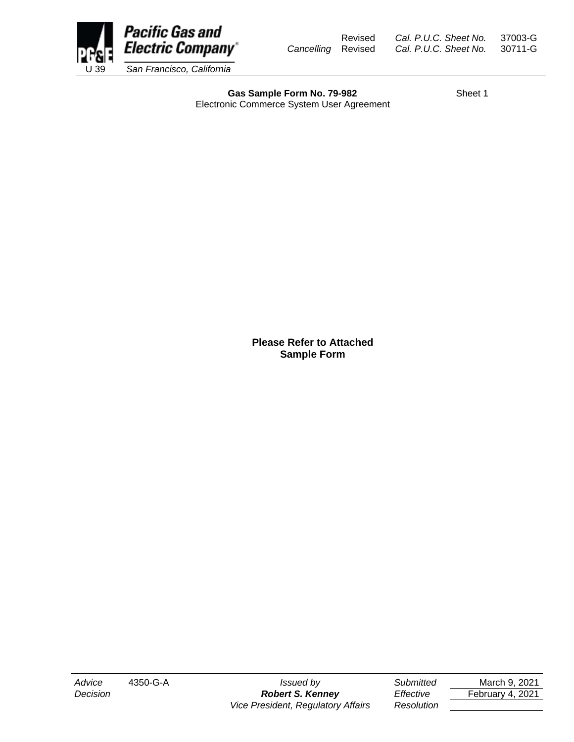Pacific Gas and Electric Company
U 39 San Francisco, California

| | Revised | Cal. P.U.C. Sheet No. | 37003-G |
|---|---|---|---|
| Cancelling | Revised | Cal. P.U.C. Sheet No. | 30711-G |

**Gas Sample Form No. 79-982** Sheet 1

Electronic Commerce System User Agreement

**Please Refer to Attached Sample Form**

| | | | | |
|---|---|---|---|---|
| *Advice* | 4350-G-A | *Issued by* | *Submitted* | March 9, 2021 |
| *Decision* | | ***Robert S. Kenney*** | *Effective* | February 4, 2021 |
| | | *Vice President, Regulatory Affairs* | *Resolution* | |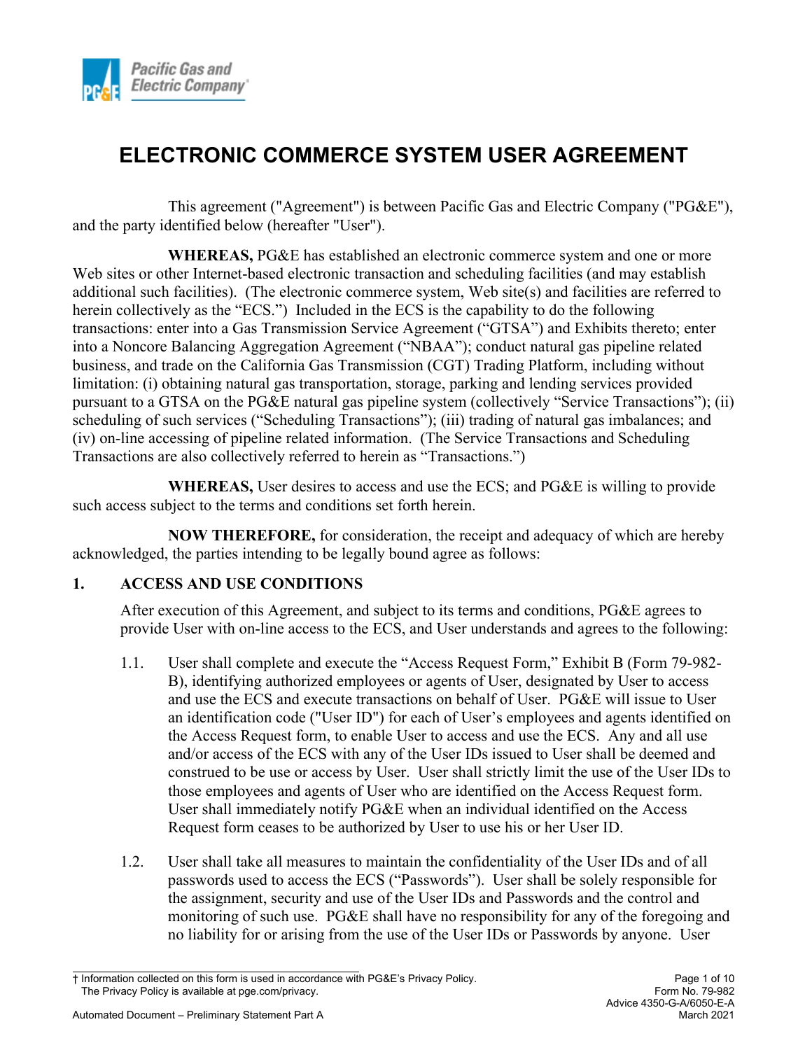# ELECTRONIC COMMERCE SYSTEM USER AGREEMENT

This agreement ("Agreement") is between Pacific Gas and Electric Company ("PG&E"), and the party identified below (hereafter "User").

**WHEREAS,** PG&E has established an electronic commerce system and one or more Web sites or other Internet-based electronic transaction and scheduling facilities (and may establish additional such facilities). (The electronic commerce system, Web site(s) and facilities are referred to herein collectively as the "ECS.") Included in the ECS is the capability to do the following transactions: enter into a Gas Transmission Service Agreement ("GTSA") and Exhibits thereto; enter into a Noncore Balancing Aggregation Agreement ("NBAA"); conduct natural gas pipeline related business, and trade on the California Gas Transmission (CGT) Trading Platform, including without limitation: (i) obtaining natural gas transportation, storage, parking and lending services provided pursuant to a GTSA on the PG&E natural gas pipeline system (collectively "Service Transactions"); (ii) scheduling of such services ("Scheduling Transactions"); (iii) trading of natural gas imbalances; and (iv) on-line accessing of pipeline related information. (The Service Transactions and Scheduling Transactions are also collectively referred to herein as "Transactions.")

**WHEREAS,** User desires to access and use the ECS; and PG&E is willing to provide such access subject to the terms and conditions set forth herein.

**NOW THEREFORE,** for consideration, the receipt and adequacy of which are hereby acknowledged, the parties intending to be legally bound agree as follows:

## 1. ACCESS AND USE CONDITIONS

After execution of this Agreement, and subject to its terms and conditions, PG&E agrees to provide User with on-line access to the ECS, and User understands and agrees to the following:

1.1. User shall complete and execute the "Access Request Form," Exhibit B (Form 79-982-B), identifying authorized employees or agents of User, designated by User to access and use the ECS and execute transactions on behalf of User. PG&E will issue to User an identification code ("User ID") for each of User's employees and agents identified on the Access Request form, to enable User to access and use the ECS. Any and all use and/or access of the ECS with any of the User IDs issued to User shall be deemed and construed to be use or access by User. User shall strictly limit the use of the User IDs to those employees and agents of User who are identified on the Access Request form. User shall immediately notify PG&E when an individual identified on the Access Request form ceases to be authorized by User to use his or her User ID.

1.2. User shall take all measures to maintain the confidentiality of the User IDs and of all passwords used to access the ECS ("Passwords"). User shall be solely responsible for the assignment, security and use of the User IDs and Passwords and the control and monitoring of such use. PG&E shall have no responsibility for any of the foregoing and no liability for or arising from the use of the User IDs or Passwords by anyone. User

† Information collected on this form is used in accordance with PG&E's Privacy Policy. The Privacy Policy is available at pge.com/privacy.

Form No. 79-982
Advice 4350-G-A/6050-E-A
March 2021

Automated Document – Preliminary Statement Part A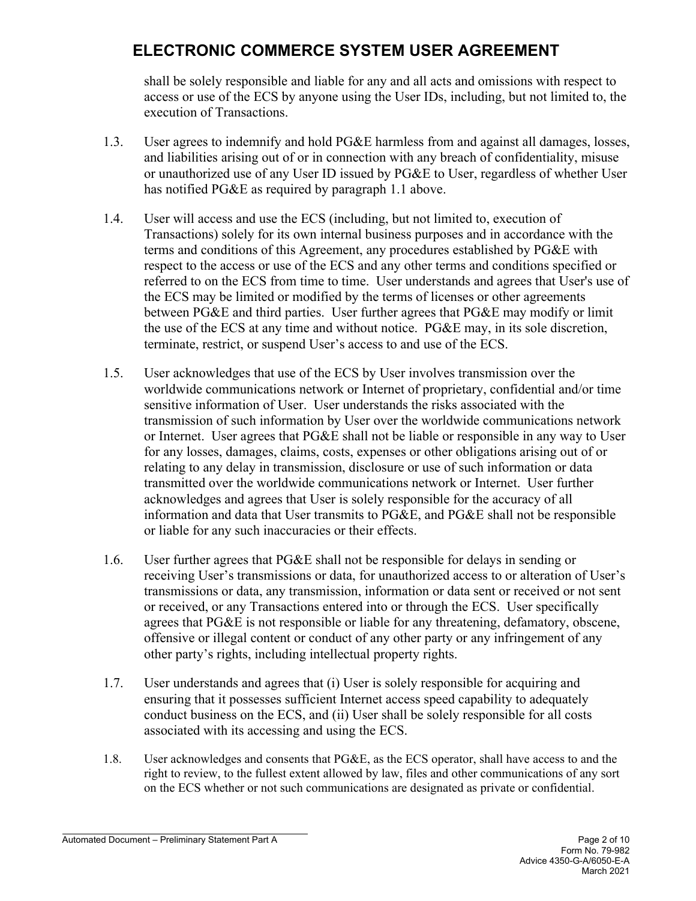shall be solely responsible and liable for any and all acts and omissions with respect to access or use of the ECS by anyone using the User IDs, including, but not limited to, the execution of Transactions.

1.3. User agrees to indemnify and hold PG&E harmless from and against all damages, losses, and liabilities arising out of or in connection with any breach of confidentiality, misuse or unauthorized use of any User ID issued by PG&E to User, regardless of whether User has notified PG&E as required by paragraph 1.1 above.

1.4. User will access and use the ECS (including, but not limited to, execution of Transactions) solely for its own internal business purposes and in accordance with the terms and conditions of this Agreement, any procedures established by PG&E with respect to the access or use of the ECS and any other terms and conditions specified or referred to on the ECS from time to time. User understands and agrees that User's use of the ECS may be limited or modified by the terms of licenses or other agreements between PG&E and third parties. User further agrees that PG&E may modify or limit the use of the ECS at any time and without notice. PG&E may, in its sole discretion, terminate, restrict, or suspend User's access to and use of the ECS.

1.5. User acknowledges that use of the ECS by User involves transmission over the worldwide communications network or Internet of proprietary, confidential and/or time sensitive information of User. User understands the risks associated with the transmission of such information by User over the worldwide communications network or Internet. User agrees that PG&E shall not be liable or responsible in any way to User for any losses, damages, claims, costs, expenses or other obligations arising out of or relating to any delay in transmission, disclosure or use of such information or data transmitted over the worldwide communications network or Internet. User further acknowledges and agrees that User is solely responsible for the accuracy of all information and data that User transmits to PG&E, and PG&E shall not be responsible or liable for any such inaccuracies or their effects.

1.6. User further agrees that PG&E shall not be responsible for delays in sending or receiving User's transmissions or data, for unauthorized access to or alteration of User's transmissions or data, any transmission, information or data sent or received or not sent or received, or any Transactions entered into or through the ECS. User specifically agrees that PG&E is not responsible or liable for any threatening, defamatory, obscene, offensive or illegal content or conduct of any other party or any infringement of any other party's rights, including intellectual property rights.

1.7. User understands and agrees that (i) User is solely responsible for acquiring and ensuring that it possesses sufficient Internet access speed capability to adequately conduct business on the ECS, and (ii) User shall be solely responsible for all costs associated with its accessing and using the ECS.

1.8. User acknowledges and consents that PG&E, as the ECS operator, shall have access to and the right to review, to the fullest extent allowed by law, files and other communications of any sort on the ECS whether or not such communications are designated as private or confidential.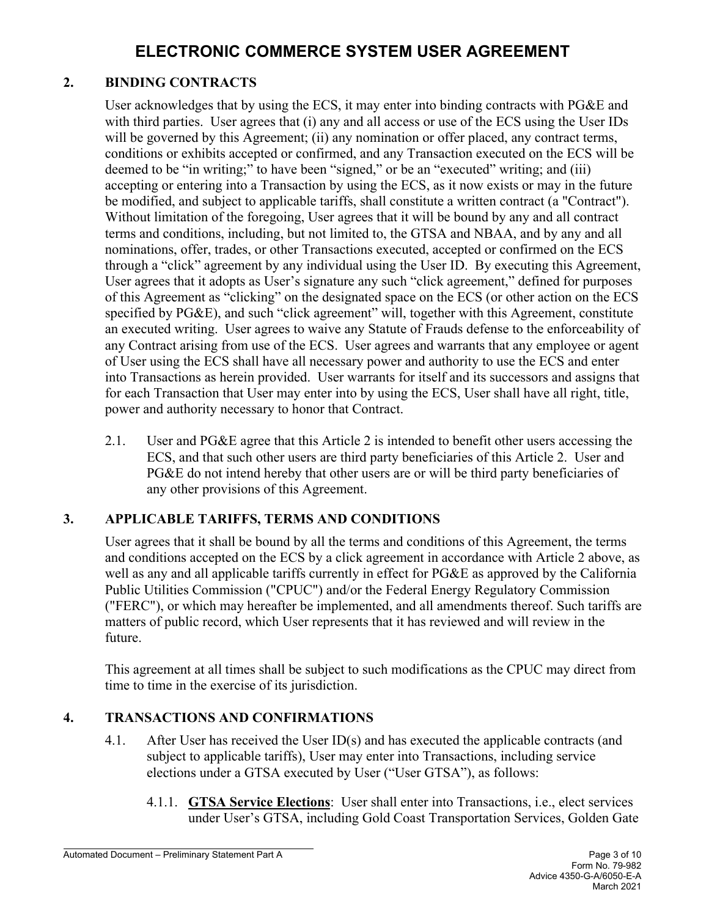# ELECTRONIC COMMERCE SYSTEM USER AGREEMENT

## 2. BINDING CONTRACTS

User acknowledges that by using the ECS, it may enter into binding contracts with PG&E and with third parties. User agrees that (i) any and all access or use of the ECS using the User IDs will be governed by this Agreement; (ii) any nomination or offer placed, any contract terms, conditions or exhibits accepted or confirmed, and any Transaction executed on the ECS will be deemed to be "in writing;" to have been "signed," or be an "executed" writing; and (iii) accepting or entering into a Transaction by using the ECS, as it now exists or may in the future be modified, and subject to applicable tariffs, shall constitute a written contract (a "Contract"). Without limitation of the foregoing, User agrees that it will be bound by any and all contract terms and conditions, including, but not limited to, the GTSA and NBAA, and by any and all nominations, offer, trades, or other Transactions executed, accepted or confirmed on the ECS through a "click" agreement by any individual using the User ID. By executing this Agreement, User agrees that it adopts as User's signature any such "click agreement," defined for purposes of this Agreement as "clicking" on the designated space on the ECS (or other action on the ECS specified by PG&E), and such "click agreement" will, together with this Agreement, constitute an executed writing. User agrees to waive any Statute of Frauds defense to the enforceability of any Contract arising from use of the ECS. User agrees and warrants that any employee or agent of User using the ECS shall have all necessary power and authority to use the ECS and enter into Transactions as herein provided. User warrants for itself and its successors and assigns that for each Transaction that User may enter into by using the ECS, User shall have all right, title, power and authority necessary to honor that Contract.

2.1. User and PG&E agree that this Article 2 is intended to benefit other users accessing the ECS, and that such other users are third party beneficiaries of this Article 2. User and PG&E do not intend hereby that other users are or will be third party beneficiaries of any other provisions of this Agreement.

## 3. APPLICABLE TARIFFS, TERMS AND CONDITIONS

User agrees that it shall be bound by all the terms and conditions of this Agreement, the terms and conditions accepted on the ECS by a click agreement in accordance with Article 2 above, as well as any and all applicable tariffs currently in effect for PG&E as approved by the California Public Utilities Commission ("CPUC") and/or the Federal Energy Regulatory Commission ("FERC"), or which may hereafter be implemented, and all amendments thereof. Such tariffs are matters of public record, which User represents that it has reviewed and will review in the future.

This agreement at all times shall be subject to such modifications as the CPUC may direct from time to time in the exercise of its jurisdiction.

## 4. TRANSACTIONS AND CONFIRMATIONS

4.1. After User has received the User ID(s) and has executed the applicable contracts (and subject to applicable tariffs), User may enter into Transactions, including service elections under a GTSA executed by User ("User GTSA"), as follows:

4.1.1. **GTSA Service Elections**: User shall enter into Transactions, i.e., elect services under User's GTSA, including Gold Coast Transportation Services, Golden Gate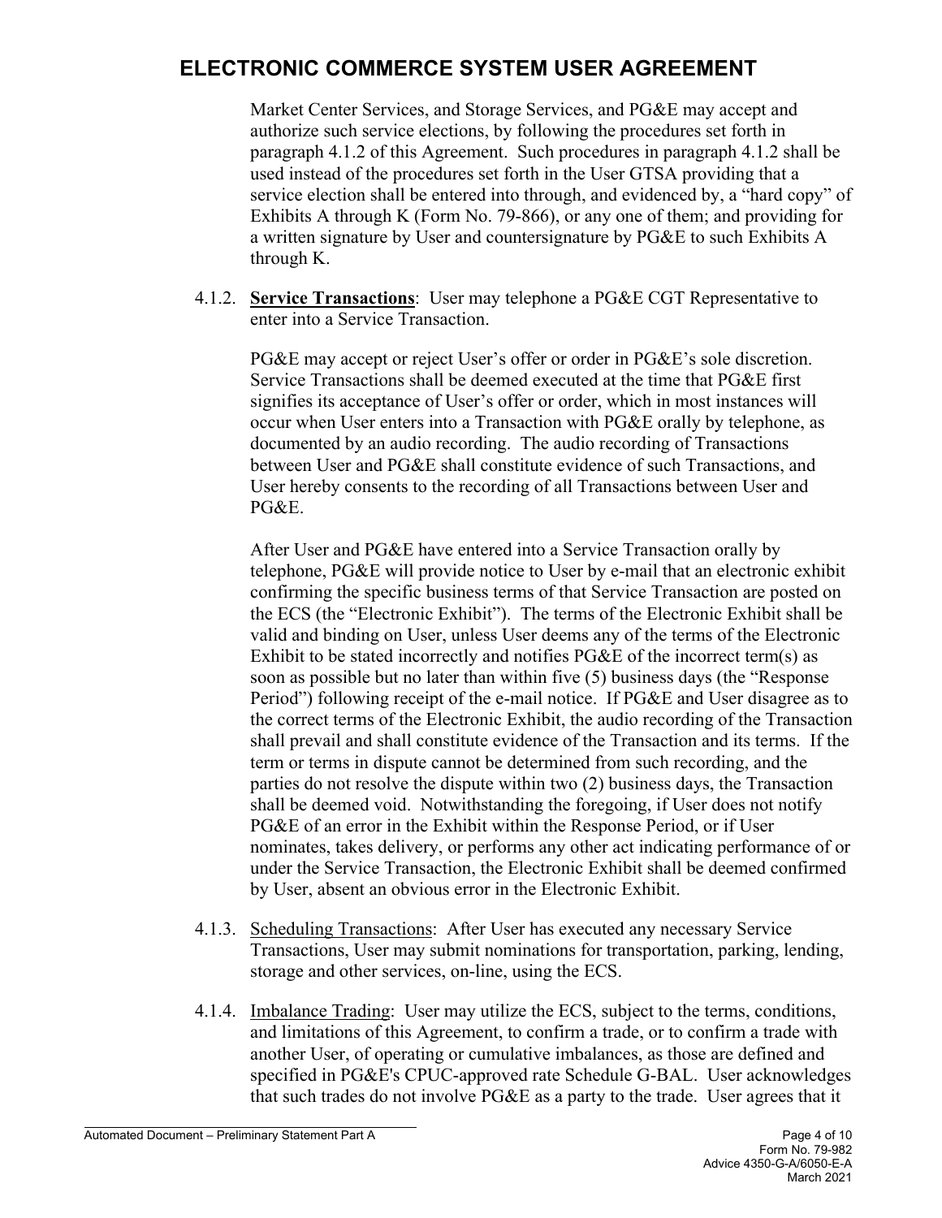Market Center Services, and Storage Services, and PG&E may accept and authorize such service elections, by following the procedures set forth in paragraph 4.1.2 of this Agreement. Such procedures in paragraph 4.1.2 shall be used instead of the procedures set forth in the User GTSA providing that a service election shall be entered into through, and evidenced by, a "hard copy" of Exhibits A through K (Form No. 79-866), or any one of them; and providing for a written signature by User and countersignature by PG&E to such Exhibits A through K.

4.1.2. **Service Transactions**: User may telephone a PG&E CGT Representative to enter into a Service Transaction.

PG&E may accept or reject User's offer or order in PG&E's sole discretion. Service Transactions shall be deemed executed at the time that PG&E first signifies its acceptance of User's offer or order, which in most instances will occur when User enters into a Transaction with PG&E orally by telephone, as documented by an audio recording. The audio recording of Transactions between User and PG&E shall constitute evidence of such Transactions, and User hereby consents to the recording of all Transactions between User and PG&E.

After User and PG&E have entered into a Service Transaction orally by telephone, PG&E will provide notice to User by e-mail that an electronic exhibit confirming the specific business terms of that Service Transaction are posted on the ECS (the "Electronic Exhibit"). The terms of the Electronic Exhibit shall be valid and binding on User, unless User deems any of the terms of the Electronic Exhibit to be stated incorrectly and notifies PG&E of the incorrect term(s) as soon as possible but no later than within five (5) business days (the "Response Period") following receipt of the e-mail notice. If PG&E and User disagree as to the correct terms of the Electronic Exhibit, the audio recording of the Transaction shall prevail and shall constitute evidence of the Transaction and its terms. If the term or terms in dispute cannot be determined from such recording, and the parties do not resolve the dispute within two (2) business days, the Transaction shall be deemed void. Notwithstanding the foregoing, if User does not notify PG&E of an error in the Exhibit within the Response Period, or if User nominates, takes delivery, or performs any other act indicating performance of or under the Service Transaction, the Electronic Exhibit shall be deemed confirmed by User, absent an obvious error in the Electronic Exhibit.

4.1.3. Scheduling Transactions: After User has executed any necessary Service Transactions, User may submit nominations for transportation, parking, lending, storage and other services, on-line, using the ECS.

4.1.4. Imbalance Trading: User may utilize the ECS, subject to the terms, conditions, and limitations of this Agreement, to confirm a trade, or to confirm a trade with another User, of operating or cumulative imbalances, as those are defined and specified in PG&E's CPUC-approved rate Schedule G-BAL. User acknowledges that such trades do not involve PG&E as a party to the trade. User agrees that it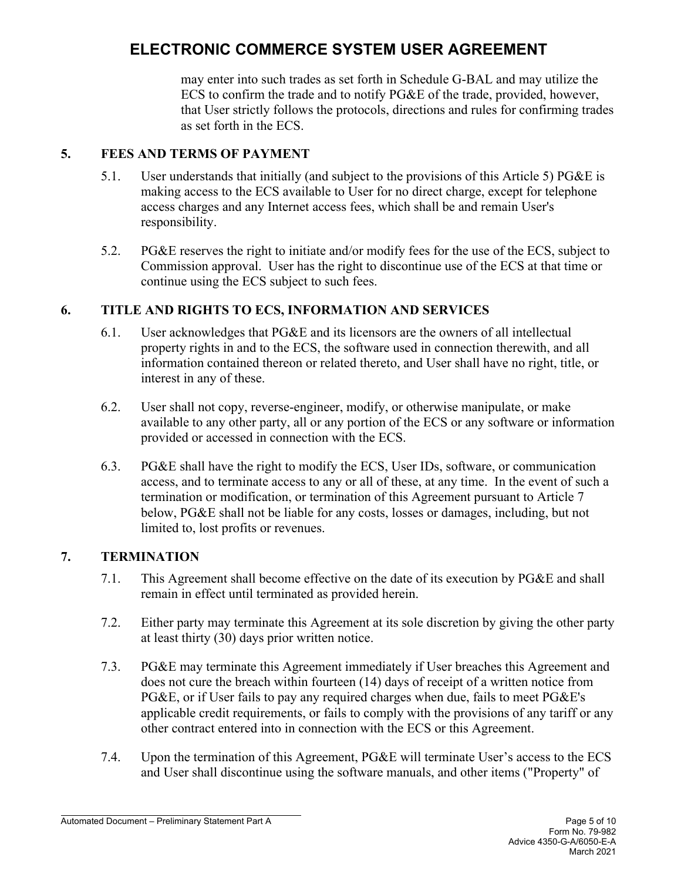may enter into such trades as set forth in Schedule G-BAL and may utilize the ECS to confirm the trade and to notify PG&E of the trade, provided, however, that User strictly follows the protocols, directions and rules for confirming trades as set forth in the ECS.

## 5. FEES AND TERMS OF PAYMENT

5.1. User understands that initially (and subject to the provisions of this Article 5) PG&E is making access to the ECS available to User for no direct charge, except for telephone access charges and any Internet access fees, which shall be and remain User's responsibility.

5.2. PG&E reserves the right to initiate and/or modify fees for the use of the ECS, subject to Commission approval. User has the right to discontinue use of the ECS at that time or continue using the ECS subject to such fees.

## 6. TITLE AND RIGHTS TO ECS, INFORMATION AND SERVICES

6.1. User acknowledges that PG&E and its licensors are the owners of all intellectual property rights in and to the ECS, the software used in connection therewith, and all information contained thereon or related thereto, and User shall have no right, title, or interest in any of these.

6.2. User shall not copy, reverse-engineer, modify, or otherwise manipulate, or make available to any other party, all or any portion of the ECS or any software or information provided or accessed in connection with the ECS.

6.3. PG&E shall have the right to modify the ECS, User IDs, software, or communication access, and to terminate access to any or all of these, at any time. In the event of such a termination or modification, or termination of this Agreement pursuant to Article 7 below, PG&E shall not be liable for any costs, losses or damages, including, but not limited to, lost profits or revenues.

## 7. TERMINATION

7.1. This Agreement shall become effective on the date of its execution by PG&E and shall remain in effect until terminated as provided herein.

7.2. Either party may terminate this Agreement at its sole discretion by giving the other party at least thirty (30) days prior written notice.

7.3. PG&E may terminate this Agreement immediately if User breaches this Agreement and does not cure the breach within fourteen (14) days of receipt of a written notice from PG&E, or if User fails to pay any required charges when due, fails to meet PG&E's applicable credit requirements, or fails to comply with the provisions of any tariff or any other contract entered into in connection with the ECS or this Agreement.

7.4. Upon the termination of this Agreement, PG&E will terminate User's access to the ECS and User shall discontinue using the software manuals, and other items ("Property" of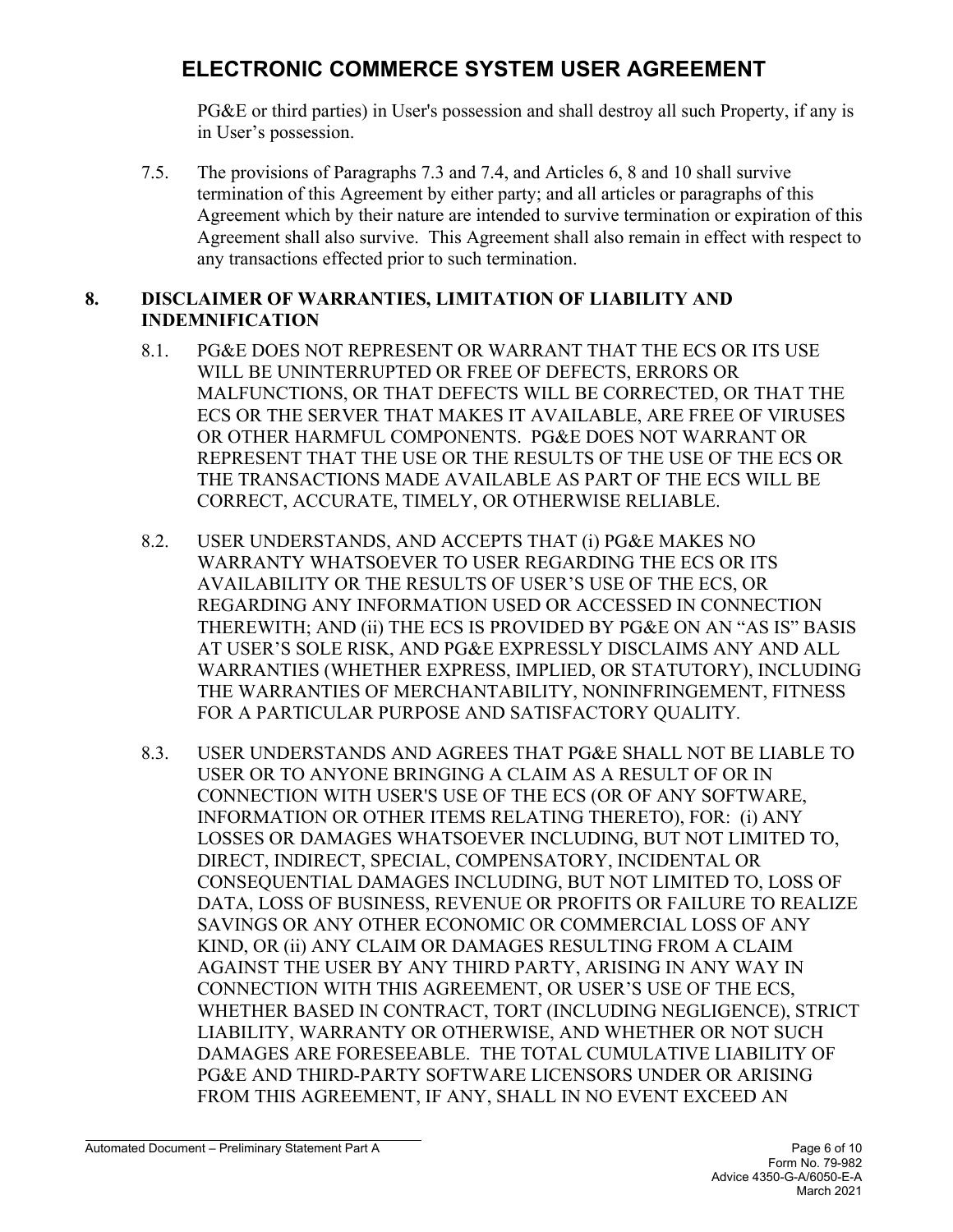PG&E or third parties) in User's possession and shall destroy all such Property, if any is in User's possession.

7.5. The provisions of Paragraphs 7.3 and 7.4, and Articles 6, 8 and 10 shall survive termination of this Agreement by either party; and all articles or paragraphs of this Agreement which by their nature are intended to survive termination or expiration of this Agreement shall also survive. This Agreement shall also remain in effect with respect to any transactions effected prior to such termination.

## 8. DISCLAIMER OF WARRANTIES, LIMITATION OF LIABILITY AND INDEMNIFICATION

8.1. PG&E DOES NOT REPRESENT OR WARRANT THAT THE ECS OR ITS USE WILL BE UNINTERRUPTED OR FREE OF DEFECTS, ERRORS OR MALFUNCTIONS, OR THAT DEFECTS WILL BE CORRECTED, OR THAT THE ECS OR THE SERVER THAT MAKES IT AVAILABLE, ARE FREE OF VIRUSES OR OTHER HARMFUL COMPONENTS. PG&E DOES NOT WARRANT OR REPRESENT THAT THE USE OR THE RESULTS OF THE USE OF THE ECS OR THE TRANSACTIONS MADE AVAILABLE AS PART OF THE ECS WILL BE CORRECT, ACCURATE, TIMELY, OR OTHERWISE RELIABLE.

8.2. USER UNDERSTANDS, AND ACCEPTS THAT (i) PG&E MAKES NO WARRANTY WHATSOEVER TO USER REGARDING THE ECS OR ITS AVAILABILITY OR THE RESULTS OF USER'S USE OF THE ECS, OR REGARDING ANY INFORMATION USED OR ACCESSED IN CONNECTION THEREWITH; AND (ii) THE ECS IS PROVIDED BY PG&E ON AN "AS IS" BASIS AT USER'S SOLE RISK, AND PG&E EXPRESSLY DISCLAIMS ANY AND ALL WARRANTIES (WHETHER EXPRESS, IMPLIED, OR STATUTORY), INCLUDING THE WARRANTIES OF MERCHANTABILITY, NONINFRINGEMENT, FITNESS FOR A PARTICULAR PURPOSE AND SATISFACTORY QUALITY.

8.3. USER UNDERSTANDS AND AGREES THAT PG&E SHALL NOT BE LIABLE TO USER OR TO ANYONE BRINGING A CLAIM AS A RESULT OF OR IN CONNECTION WITH USER'S USE OF THE ECS (OR OF ANY SOFTWARE, INFORMATION OR OTHER ITEMS RELATING THERETO), FOR: (i) ANY LOSSES OR DAMAGES WHATSOEVER INCLUDING, BUT NOT LIMITED TO, DIRECT, INDIRECT, SPECIAL, COMPENSATORY, INCIDENTAL OR CONSEQUENTIAL DAMAGES INCLUDING, BUT NOT LIMITED TO, LOSS OF DATA, LOSS OF BUSINESS, REVENUE OR PROFITS OR FAILURE TO REALIZE SAVINGS OR ANY OTHER ECONOMIC OR COMMERCIAL LOSS OF ANY KIND, OR (ii) ANY CLAIM OR DAMAGES RESULTING FROM A CLAIM AGAINST THE USER BY ANY THIRD PARTY, ARISING IN ANY WAY IN CONNECTION WITH THIS AGREEMENT, OR USER'S USE OF THE ECS, WHETHER BASED IN CONTRACT, TORT (INCLUDING NEGLIGENCE), STRICT LIABILITY, WARRANTY OR OTHERWISE, AND WHETHER OR NOT SUCH DAMAGES ARE FORESEEABLE. THE TOTAL CUMULATIVE LIABILITY OF PG&E AND THIRD-PARTY SOFTWARE LICENSORS UNDER OR ARISING FROM THIS AGREEMENT, IF ANY, SHALL IN NO EVENT EXCEED AN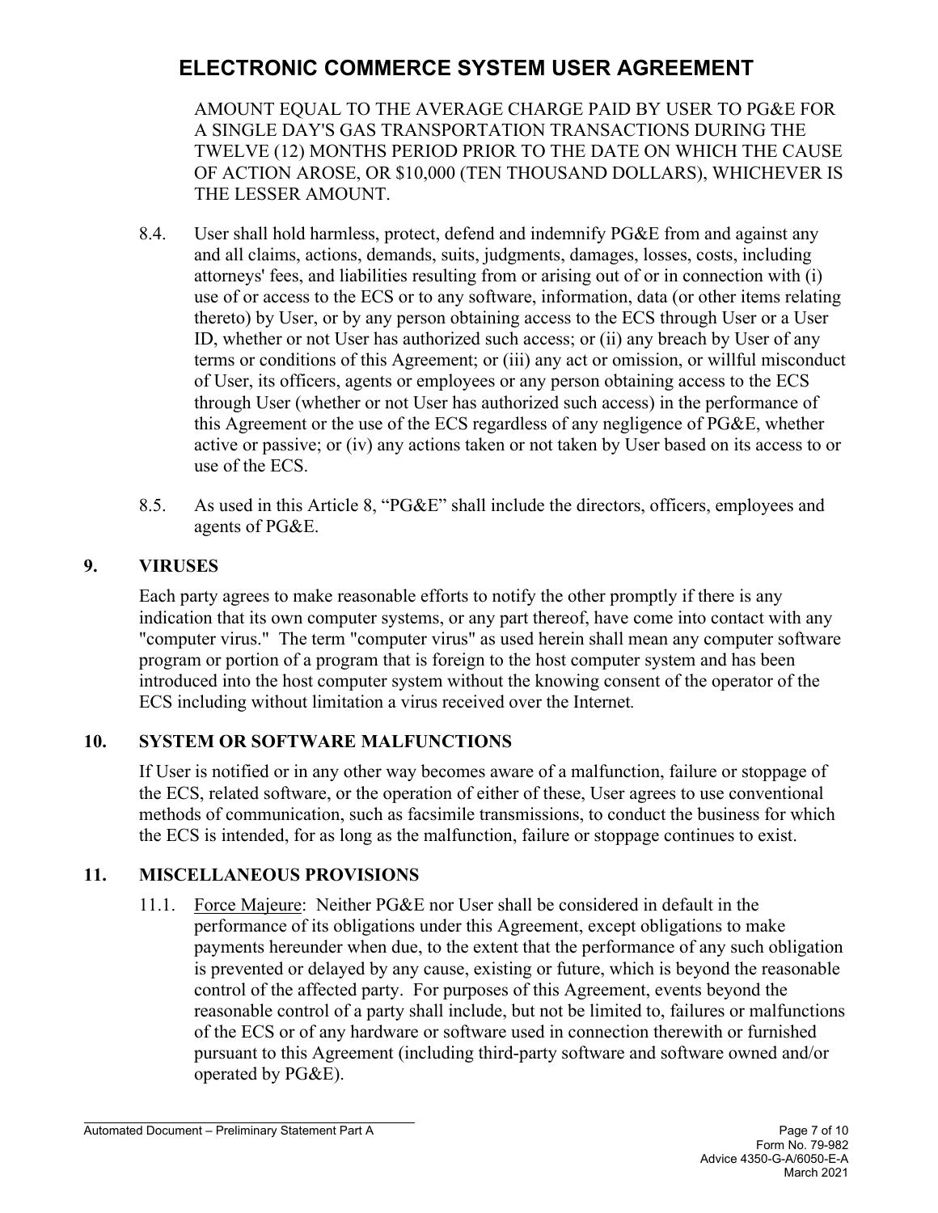AMOUNT EQUAL TO THE AVERAGE CHARGE PAID BY USER TO PG&E FOR A SINGLE DAY'S GAS TRANSPORTATION TRANSACTIONS DURING THE TWELVE (12) MONTHS PERIOD PRIOR TO THE DATE ON WHICH THE CAUSE OF ACTION AROSE, OR $10,000 (TEN THOUSAND DOLLARS), WHICHEVER IS THE LESSER AMOUNT.

8.4. User shall hold harmless, protect, defend and indemnify PG&E from and against any and all claims, actions, demands, suits, judgments, damages, losses, costs, including attorneys' fees, and liabilities resulting from or arising out of or in connection with (i) use of or access to the ECS or to any software, information, data (or other items relating thereto) by User, or by any person obtaining access to the ECS through User or a User ID, whether or not User has authorized such access; or (ii) any breach by User of any terms or conditions of this Agreement; or (iii) any act or omission, or willful misconduct of User, its officers, agents or employees or any person obtaining access to the ECS through User (whether or not User has authorized such access) in the performance of this Agreement or the use of the ECS regardless of any negligence of PG&E, whether active or passive; or (iv) any actions taken or not taken by User based on its access to or use of the ECS.

8.5. As used in this Article 8, "PG&E" shall include the directors, officers, employees and agents of PG&E.

## 9. VIRUSES

Each party agrees to make reasonable efforts to notify the other promptly if there is any indication that its own computer systems, or any part thereof, have come into contact with any "computer virus." The term "computer virus" as used herein shall mean any computer software program or portion of a program that is foreign to the host computer system and has been introduced into the host computer system without the knowing consent of the operator of the ECS including without limitation a virus received over the Internet.

## 10. SYSTEM OR SOFTWARE MALFUNCTIONS

If User is notified or in any other way becomes aware of a malfunction, failure or stoppage of the ECS, related software, or the operation of either of these, User agrees to use conventional methods of communication, such as facsimile transmissions, to conduct the business for which the ECS is intended, for as long as the malfunction, failure or stoppage continues to exist.

## 11. MISCELLANEOUS PROVISIONS

11.1. Force Majeure: Neither PG&E nor User shall be considered in default in the performance of its obligations under this Agreement, except obligations to make payments hereunder when due, to the extent that the performance of any such obligation is prevented or delayed by any cause, existing or future, which is beyond the reasonable control of the affected party. For purposes of this Agreement, events beyond the reasonable control of a party shall include, but not be limited to, failures or malfunctions of the ECS or of any hardware or software used in connection therewith or furnished pursuant to this Agreement (including third-party software and software owned and/or operated by PG&E).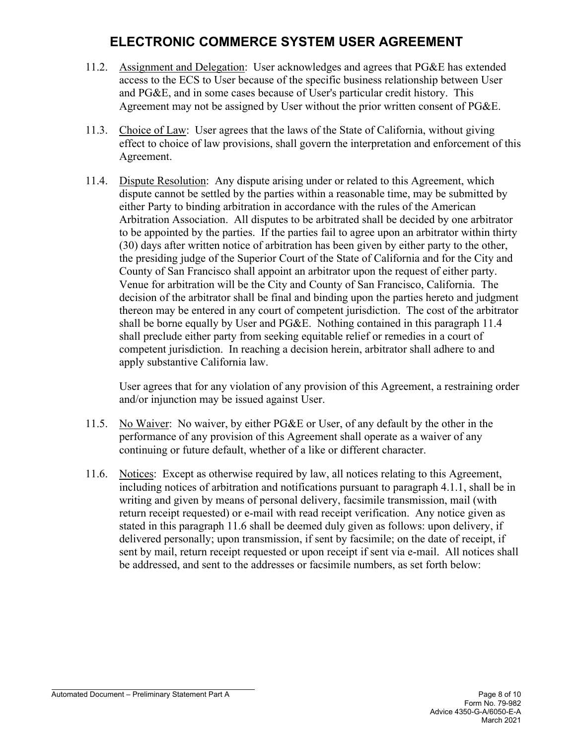11.2. Assignment and Delegation: User acknowledges and agrees that PG&E has extended access to the ECS to User because of the specific business relationship between User and PG&E, and in some cases because of User's particular credit history. This Agreement may not be assigned by User without the prior written consent of PG&E.

11.3. Choice of Law: User agrees that the laws of the State of California, without giving effect to choice of law provisions, shall govern the interpretation and enforcement of this Agreement.

11.4. Dispute Resolution: Any dispute arising under or related to this Agreement, which dispute cannot be settled by the parties within a reasonable time, may be submitted by either Party to binding arbitration in accordance with the rules of the American Arbitration Association. All disputes to be arbitrated shall be decided by one arbitrator to be appointed by the parties. If the parties fail to agree upon an arbitrator within thirty (30) days after written notice of arbitration has been given by either party to the other, the presiding judge of the Superior Court of the State of California and for the City and County of San Francisco shall appoint an arbitrator upon the request of either party. Venue for arbitration will be the City and County of San Francisco, California. The decision of the arbitrator shall be final and binding upon the parties hereto and judgment thereon may be entered in any court of competent jurisdiction. The cost of the arbitrator shall be borne equally by User and PG&E. Nothing contained in this paragraph 11.4 shall preclude either party from seeking equitable relief or remedies in a court of competent jurisdiction. In reaching a decision herein, arbitrator shall adhere to and apply substantive California law.

User agrees that for any violation of any provision of this Agreement, a restraining order and/or injunction may be issued against User.

11.5. No Waiver: No waiver, by either PG&E or User, of any default by the other in the performance of any provision of this Agreement shall operate as a waiver of any continuing or future default, whether of a like or different character.

11.6. Notices: Except as otherwise required by law, all notices relating to this Agreement, including notices of arbitration and notifications pursuant to paragraph 4.1.1, shall be in writing and given by means of personal delivery, facsimile transmission, mail (with return receipt requested) or e-mail with read receipt verification. Any notice given as stated in this paragraph 11.6 shall be deemed duly given as follows: upon delivery, if delivered personally; upon transmission, if sent by facsimile; on the date of receipt, if sent by mail, return receipt requested or upon receipt if sent via e-mail. All notices shall be addressed, and sent to the addresses or facsimile numbers, as set forth below: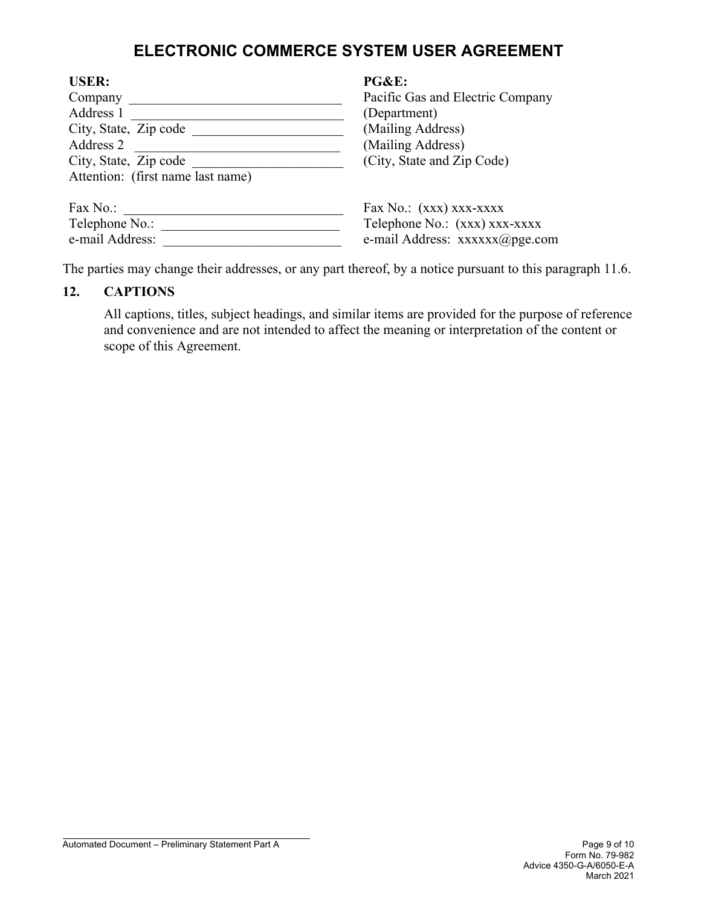# ELECTRONIC COMMERCE SYSTEM USER AGREEMENT

| **USER:** | **PG&E:** |
|---|---|
| Company _______________________________ | Pacific Gas and Electric Company |
| Address 1 _______________________________ | (Department) |
| City, State, Zip code ______________________ | (Mailing Address) |
| Address 2 ______________________________ | (Mailing Address) |
| City, State, Zip code ______________________ | (City, State and Zip Code) |
| Attention: (first name last name) | |
| Fax No.: ________________________________ | Fax No.: (xxx) xxx-xxxx |
| Telephone No.: __________________________ | Telephone No.: (xxx) xxx-xxxx |
| e-mail Address: __________________________ | e-mail Address: xxxxxx@pge.com |

The parties may change their addresses, or any part thereof, by a notice pursuant to this paragraph 11.6.

**12. CAPTIONS**

All captions, titles, subject headings, and similar items are provided for the purpose of reference and convenience and are not intended to affect the meaning or interpretation of the content or scope of this Agreement.

Automated Document – Preliminary Statement Part A

Form No. 79-982
Advice 4350-G-A/6050-E-A
March 2021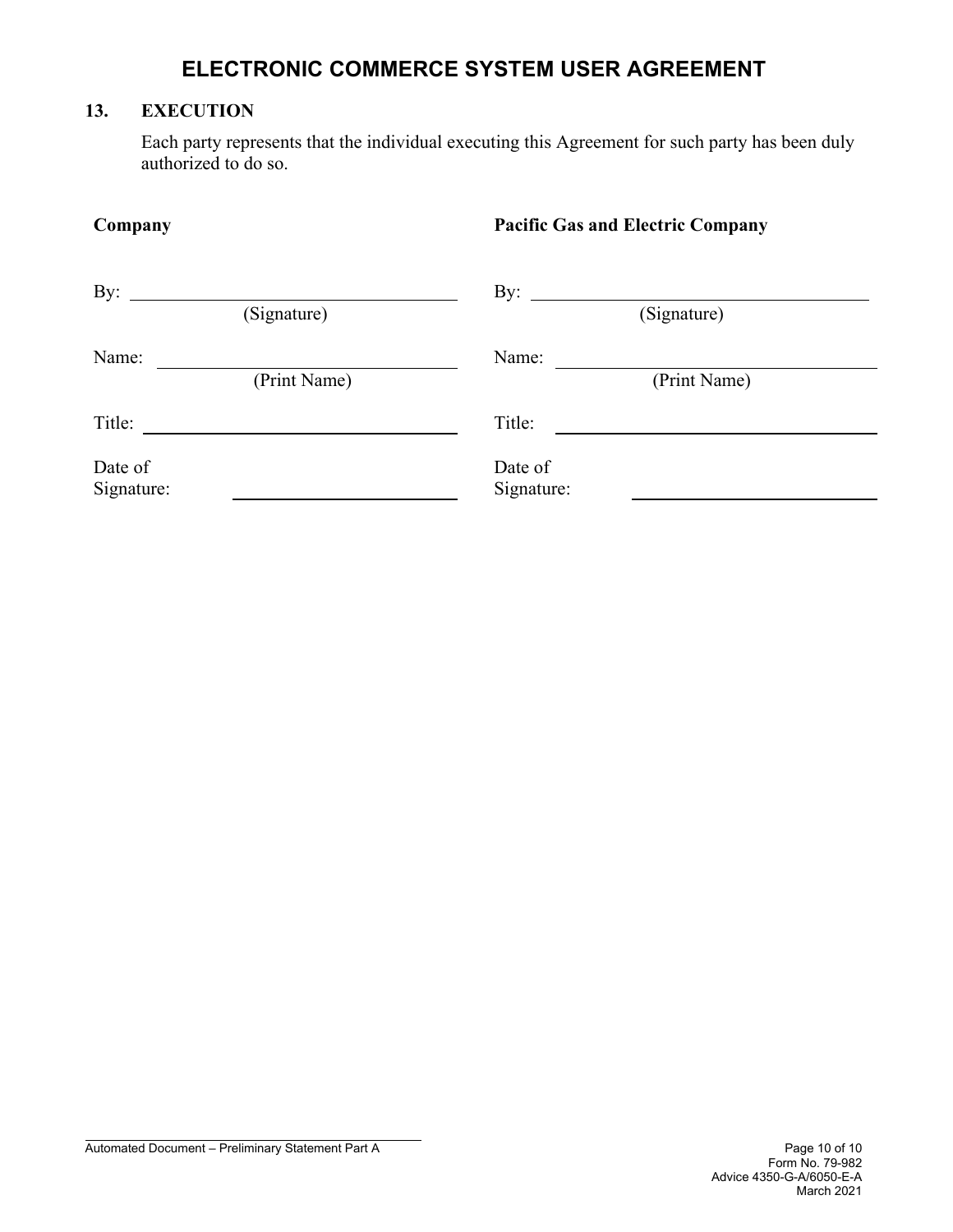# ELECTRONIC COMMERCE SYSTEM USER AGREEMENT

## 13. EXECUTION

Each party represents that the individual executing this Agreement for such party has been duly authorized to do so.

| **Company** | **Pacific Gas and Electric Company** |
|---|---|
| By: ____________________ (Signature) | By: ____________________ (Signature) |
| Name: ____________________ (Print Name) | Name: ____________________ (Print Name) |
| Title: ____________________ | Title: ____________________ |
| Date of Signature: ____________________ | Date of Signature: ____________________ |

Automated Document – Preliminary Statement Part A

Form No. 79-982
Advice 4350-G-A/6050-E-A
March 2021